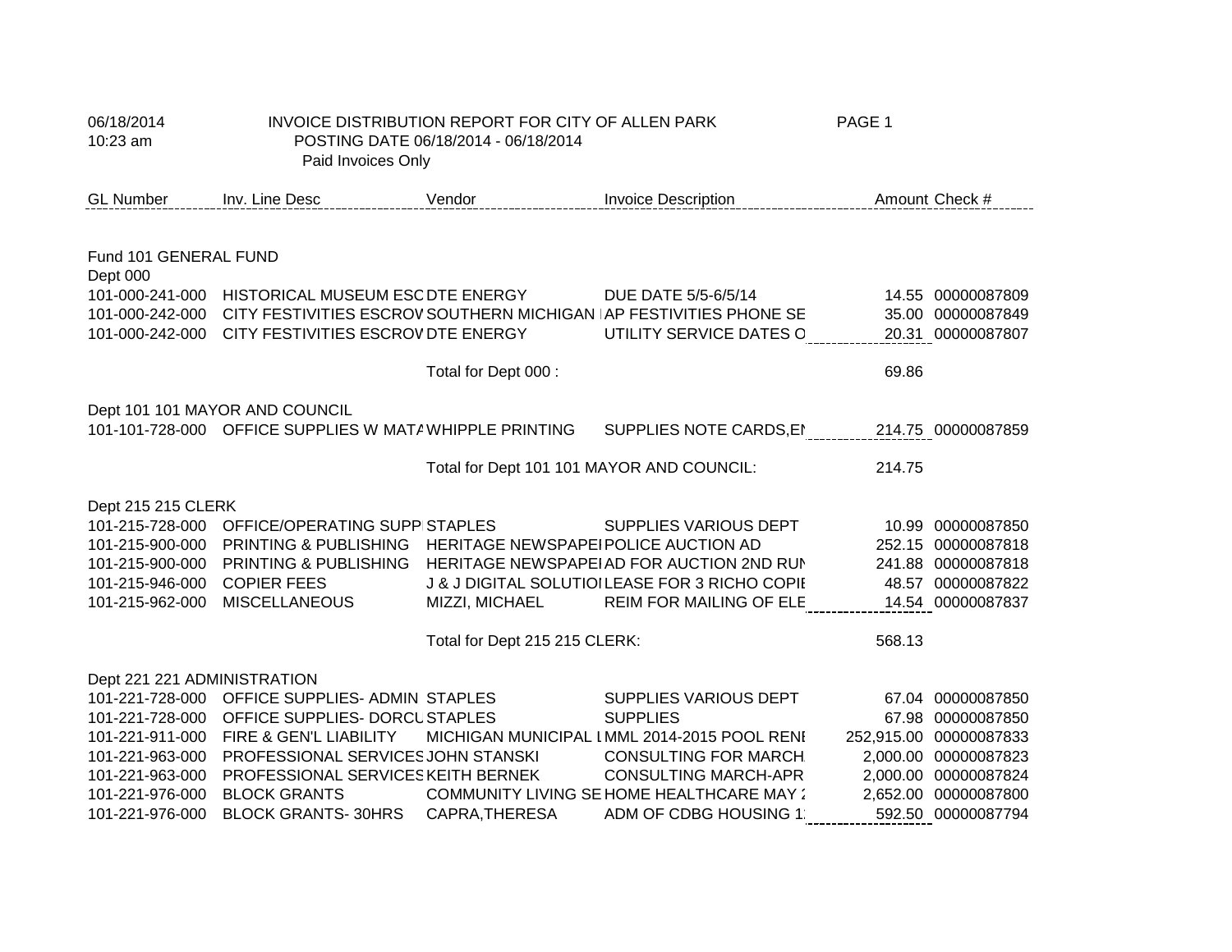06/18/2014
10:23 am

INVOICE DISTRIBUTION REPORT FOR CITY OF ALLEN PARK
POSTING DATE 06/18/2014 - 06/18/2014
Paid Invoices Only

| GL Number | Inv. Line Desc | Vendor | Invoice Description | Amount | Check # |
|---|---|---|---|---|---|
| **Fund 101 GENERAL FUND** | | | | | |
| **Dept 000** | | | | | |
| 101-000-241-000 | HISTORICAL MUSEUM ESC | DTE ENERGY | DUE DATE 5/5-6/5/14 | 14.55 | 00000087809 |
| 101-000-242-000 | CITY FESTIVITIES ESCROV | SOUTHERN MICHIGAN I | AP FESTIVITIES PHONE SE | 35.00 | 00000087849 |
| 101-000-242-000 | CITY FESTIVITIES ESCROV | DTE ENERGY | UTILITY SERVICE DATES O | 20.31 | 00000087807 |
| | | Total for Dept 000 : | | 69.86 | |
| **Dept 101 101 MAYOR AND COUNCIL** | | | | | |
| 101-101-728-000 | OFFICE SUPPLIES W MATA | WHIPPLE PRINTING | SUPPLIES NOTE CARDS,EN | 214.75 | 00000087859 |
| | | Total for Dept 101 101 MAYOR AND COUNCIL: | | 214.75 | |
| **Dept 215 215 CLERK** | | | | | |
| 101-215-728-000 | OFFICE/OPERATING SUPPI | STAPLES | SUPPLIES VARIOUS DEPT | 10.99 | 00000087850 |
| 101-215-900-000 | PRINTING & PUBLISHING | HERITAGE NEWSPAPEI | POLICE AUCTION AD | 252.15 | 00000087818 |
| 101-215-900-000 | PRINTING & PUBLISHING | HERITAGE NEWSPAPEI | AD FOR AUCTION 2ND RUN | 241.88 | 00000087818 |
| 101-215-946-000 | COPIER FEES | J & J DIGITAL SOLUTIOI | LEASE FOR 3 RICHO COPIE | 48.57 | 00000087822 |
| 101-215-962-000 | MISCELLANEOUS | MIZZI, MICHAEL | REIM FOR MAILING OF ELE | 14.54 | 00000087837 |
| | | Total for Dept 215 215 CLERK: | | 568.13 | |
| **Dept 221 221 ADMINISTRATION** | | | | | |
| 101-221-728-000 | OFFICE SUPPLIES- ADMIN | STAPLES | SUPPLIES VARIOUS DEPT | 67.04 | 00000087850 |
| 101-221-728-000 | OFFICE SUPPLIES- DORCL | STAPLES | SUPPLIES | 67.98 | 00000087850 |
| 101-221-911-000 | FIRE & GEN'L LIABILITY | MICHIGAN MUNICIPAL I | MML 2014-2015 POOL RENI | 252,915.00 | 00000087833 |
| 101-221-963-000 | PROFESSIONAL SERVICES | JOHN STANSKI | CONSULTING FOR MARCH | 2,000.00 | 00000087823 |
| 101-221-963-000 | PROFESSIONAL SERVICES | KEITH BERNEK | CONSULTING MARCH-APR | 2,000.00 | 00000087824 |
| 101-221-976-000 | BLOCK GRANTS | COMMUNITY LIVING SE | HOME HEALTHCARE MAY 2 | 2,652.00 | 00000087800 |
| 101-221-976-000 | BLOCK GRANTS- 30HRS | CAPRA,THERESA | ADM OF CDBG HOUSING 1: | 592.50 | 00000087794 |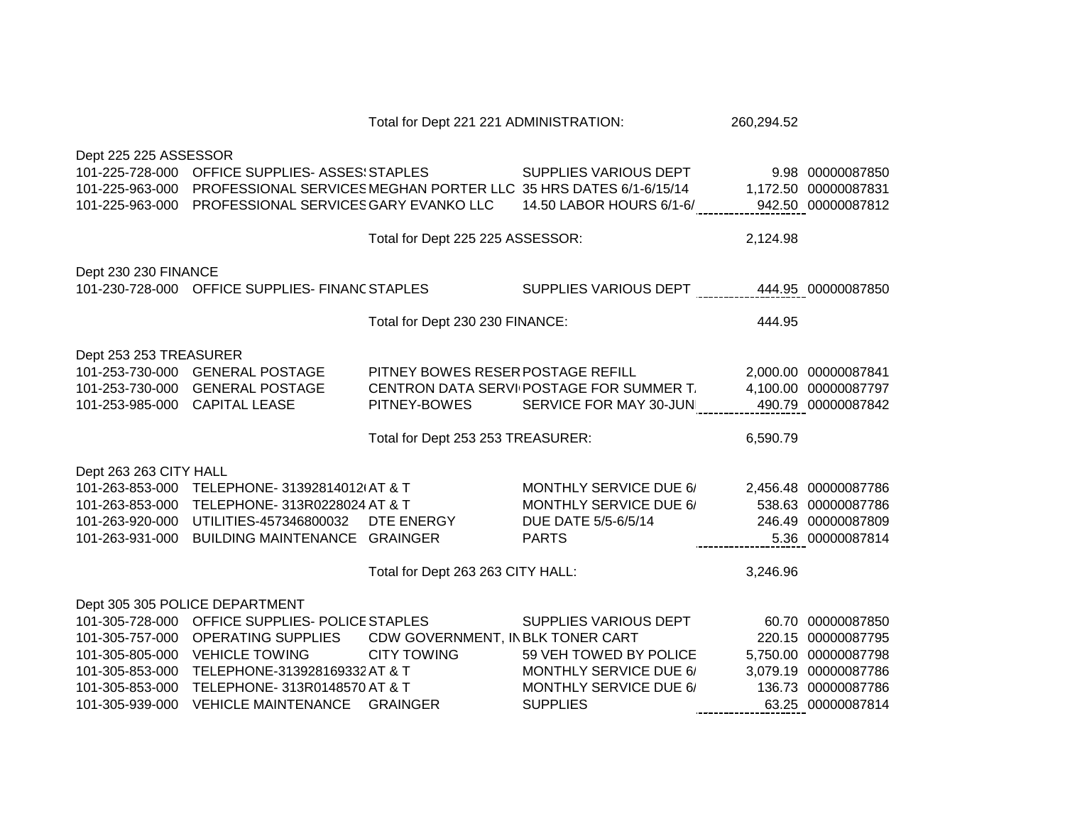| | | | | | |
|---|---|---|---|---|---|
| | | Total for Dept 221 221 ADMINISTRATION: | | 260,294.52 | |
| **Dept 225 225 ASSESSOR** | | | | | |
| 101-225-728-000 | OFFICE SUPPLIES- ASSES | STAPLES | SUPPLIES VARIOUS DEPT | 9.98 | 00000087850 |
| 101-225-963-000 | PROFESSIONAL SERVICES | MEGHAN PORTER LLC | 35 HRS DATES 6/1-6/15/14 | 1,172.50 | 00000087831 |
| 101-225-963-000 | PROFESSIONAL SERVICES | GARY EVANKO LLC | 14.50 LABOR HOURS 6/1-6/ | 942.50 | 00000087812 |
| | | Total for Dept 225 225 ASSESSOR: | | 2,124.98 | |
| **Dept 230 230 FINANCE** | | | | | |
| 101-230-728-000 | OFFICE SUPPLIES- FINANC | STAPLES | SUPPLIES VARIOUS DEPT | 444.95 | 00000087850 |
| | | Total for Dept 230 230 FINANCE: | | 444.95 | |
| **Dept 253 253 TREASURER** | | | | | |
| 101-253-730-000 | GENERAL POSTAGE | PITNEY BOWES RESER | POSTAGE REFILL | 2,000.00 | 00000087841 |
| 101-253-730-000 | GENERAL POSTAGE | CENTRON DATA SERVI | POSTAGE FOR SUMMER T. | 4,100.00 | 00000087797 |
| 101-253-985-000 | CAPITAL LEASE | PITNEY-BOWES | SERVICE FOR MAY 30-JUN | 490.79 | 00000087842 |
| | | Total for Dept 253 253 TREASURER: | | 6,590.79 | |
| **Dept 263 263 CITY HALL** | | | | | |
| 101-263-853-000 | TELEPHONE- 313928140120 | AT & T | MONTHLY SERVICE DUE 6/ | 2,456.48 | 00000087786 |
| 101-263-853-000 | TELEPHONE- 313R0228024 | AT & T | MONTHLY SERVICE DUE 6/ | 538.63 | 00000087786 |
| 101-263-920-000 | UTILITIES-457346800032 | DTE ENERGY | DUE DATE 5/5-6/5/14 | 246.49 | 00000087809 |
| 101-263-931-000 | BUILDING MAINTENANCE | GRAINGER | PARTS | 5.36 | 00000087814 |
| | | Total for Dept 263 263 CITY HALL: | | 3,246.96 | |
| **Dept 305 305 POLICE DEPARTMENT** | | | | | |
| 101-305-728-000 | OFFICE SUPPLIES- POLICE | STAPLES | SUPPLIES VARIOUS DEPT | 60.70 | 00000087850 |
| 101-305-757-000 | OPERATING SUPPLIES | CDW GOVERNMENT, IN | BLK TONER CART | 220.15 | 00000087795 |
| 101-305-805-000 | VEHICLE TOWING | CITY TOWING | 59 VEH TOWED BY POLICE | 5,750.00 | 00000087798 |
| 101-305-853-000 | TELEPHONE-313928169332 | AT & T | MONTHLY SERVICE DUE 6/ | 3,079.19 | 00000087786 |
| 101-305-853-000 | TELEPHONE- 313R0148570 | AT & T | MONTHLY SERVICE DUE 6/ | 136.73 | 00000087786 |
| 101-305-939-000 | VEHICLE MAINTENANCE | GRAINGER | SUPPLIES | 63.25 | 00000087814 |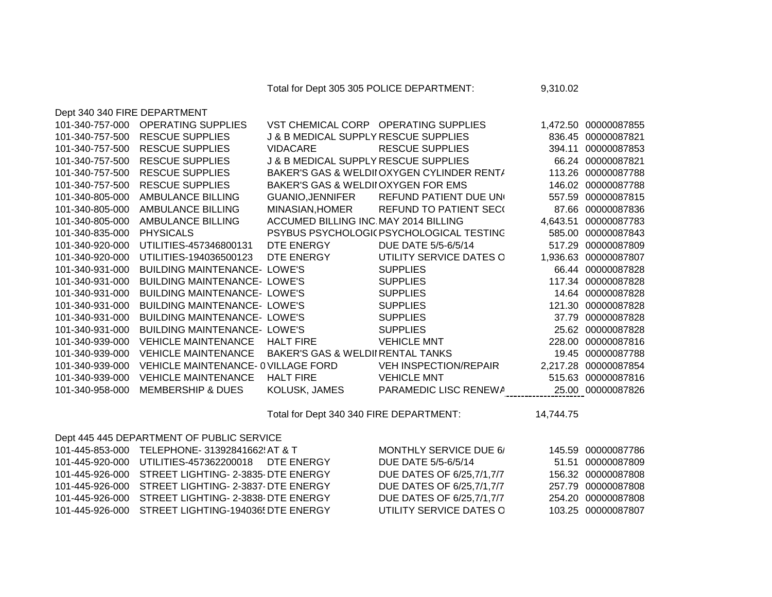Total for Dept 305 305 POLICE DEPARTMENT: 9,310.02

Dept 340 340 FIRE DEPARTMENT

| | | | | | |
|---|---|---|---|---|---|
| 101-340-757-000 | OPERATING SUPPLIES | VST CHEMICAL CORP | OPERATING SUPPLIES | 1,472.50 | 00000087855 |
| 101-340-757-500 | RESCUE SUPPLIES | J & B MEDICAL SUPPLY | RESCUE SUPPLIES | 836.45 | 00000087821 |
| 101-340-757-500 | RESCUE SUPPLIES | VIDACARE | RESCUE SUPPLIES | 394.11 | 00000087853 |
| 101-340-757-500 | RESCUE SUPPLIES | J & B MEDICAL SUPPLY | RESCUE SUPPLIES | 66.24 | 00000087821 |
| 101-340-757-500 | RESCUE SUPPLIES | BAKER'S GAS & WELDI | OXYGEN CYLINDER RENTA | 113.26 | 00000087788 |
| 101-340-757-500 | RESCUE SUPPLIES | BAKER'S GAS & WELDI | OXYGEN FOR EMS | 146.02 | 00000087788 |
| 101-340-805-000 | AMBULANCE BILLING | GUANIO,JENNIFER | REFUND PATIENT DUE UN | 557.59 | 00000087815 |
| 101-340-805-000 | AMBULANCE BILLING | MINASIAN,HOMER | REFUND TO PATIENT SEC | 87.66 | 00000087836 |
| 101-340-805-000 | AMBULANCE BILLING | ACCUMED BILLING INC. | MAY 2014 BILLING | 4,643.51 | 00000087783 |
| 101-340-835-000 | PHYSICALS | PSYBUS PSYCHOLOGI | PSYCHOLOGICAL TESTING | 585.00 | 00000087843 |
| 101-340-920-000 | UTILITIES-457346800131 | DTE ENERGY | DUE DATE 5/5-6/5/14 | 517.29 | 00000087809 |
| 101-340-920-000 | UTILITIES-194036500123 | DTE ENERGY | UTILITY SERVICE DATES O | 1,936.63 | 00000087807 |
| 101-340-931-000 | BUILDING MAINTENANCE- | LOWE'S | SUPPLIES | 66.44 | 00000087828 |
| 101-340-931-000 | BUILDING MAINTENANCE- | LOWE'S | SUPPLIES | 117.34 | 00000087828 |
| 101-340-931-000 | BUILDING MAINTENANCE- | LOWE'S | SUPPLIES | 14.64 | 00000087828 |
| 101-340-931-000 | BUILDING MAINTENANCE- | LOWE'S | SUPPLIES | 121.30 | 00000087828 |
| 101-340-931-000 | BUILDING MAINTENANCE- | LOWE'S | SUPPLIES | 37.79 | 00000087828 |
| 101-340-931-000 | BUILDING MAINTENANCE- | LOWE'S | SUPPLIES | 25.62 | 00000087828 |
| 101-340-939-000 | VEHICLE MAINTENANCE | HALT FIRE | VEHICLE MNT | 228.00 | 00000087816 |
| 101-340-939-000 | VEHICLE MAINTENANCE | BAKER'S GAS & WELDI | RENTAL TANKS | 19.45 | 00000087788 |
| 101-340-939-000 | VEHICLE MAINTENANCE- 0 | VILLAGE FORD | VEH INSPECTION/REPAIR | 2,217.28 | 00000087854 |
| 101-340-939-000 | VEHICLE MAINTENANCE | HALT FIRE | VEHICLE MNT | 515.63 | 00000087816 |
| 101-340-958-000 | MEMBERSHIP & DUES | KOLUSK, JAMES | PARAMEDIC LISC RENEWA | 25.00 | 00000087826 |

Total for Dept 340 340 FIRE DEPARTMENT: 14,744.75

Dept 445 445 DEPARTMENT OF PUBLIC SERVICE

| | | | | | |
|---|---|---|---|---|---|
| 101-445-853-000 | TELEPHONE- 31392841662 | AT & T | MONTHLY SERVICE DUE 6/ | 145.59 | 00000087786 |
| 101-445-920-000 | UTILITIES-457362200018 | DTE ENERGY | DUE DATE 5/5-6/5/14 | 51.51 | 00000087809 |
| 101-445-926-000 | STREET LIGHTING- 2-3835- | DTE ENERGY | DUE DATES OF 6/25,7/1,7/7 | 156.32 | 00000087808 |
| 101-445-926-000 | STREET LIGHTING- 2-3837- | DTE ENERGY | DUE DATES OF 6/25,7/1,7/7 | 257.79 | 00000087808 |
| 101-445-926-000 | STREET LIGHTING- 2-3838- | DTE ENERGY | DUE DATES OF 6/25,7/1,7/7 | 254.20 | 00000087808 |
| 101-445-926-000 | STREET LIGHTING-194036 | DTE ENERGY | UTILITY SERVICE DATES O | 103.25 | 00000087807 |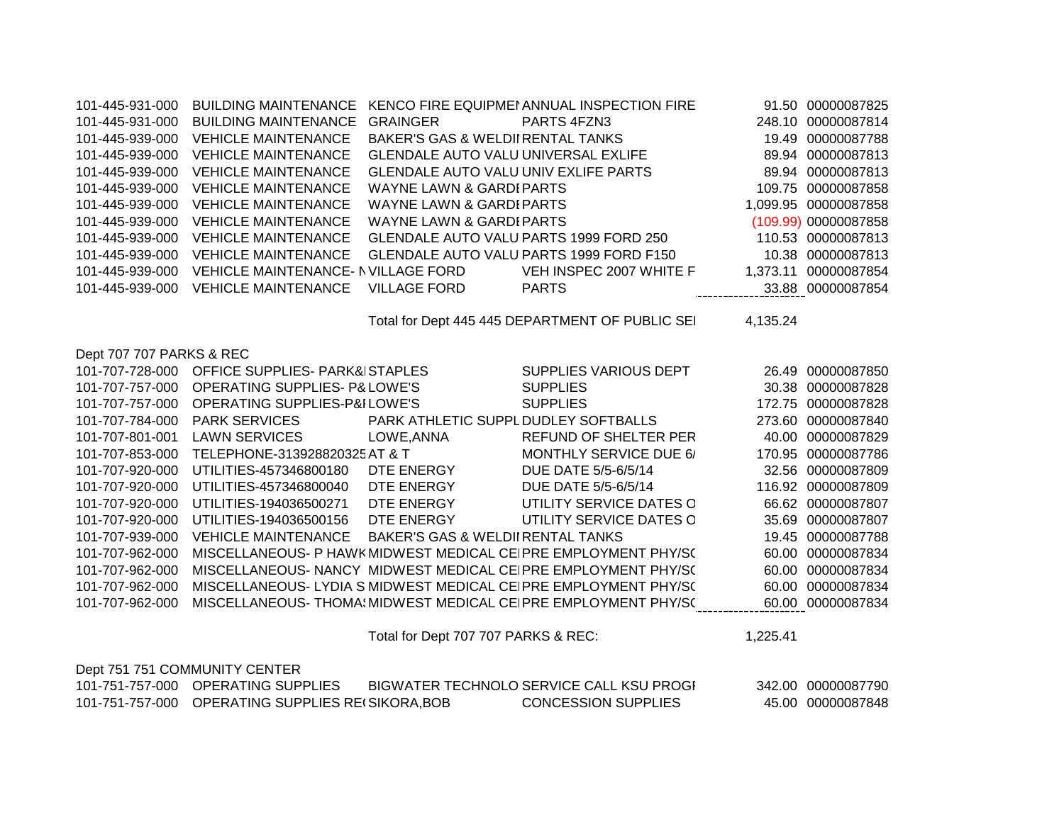| Account | Description | Vendor | Invoice Description | Amount | Check |
|---|---|---|---|---|---|
| 101-445-931-000 | BUILDING MAINTENANCE | KENCO FIRE EQUIPMEI | ANNUAL INSPECTION FIRE | 91.50 | 00000087825 |
| 101-445-931-000 | BUILDING MAINTENANCE | GRAINGER | PARTS 4FZN3 | 248.10 | 00000087814 |
| 101-445-939-000 | VEHICLE MAINTENANCE | BAKER'S GAS & WELDII | RENTAL TANKS | 19.49 | 00000087788 |
| 101-445-939-000 | VEHICLE MAINTENANCE | GLENDALE AUTO VALU | UNIVERSAL EXLIFE | 89.94 | 00000087813 |
| 101-445-939-000 | VEHICLE MAINTENANCE | GLENDALE AUTO VALU | UNIV EXLIFE PARTS | 89.94 | 00000087813 |
| 101-445-939-000 | VEHICLE MAINTENANCE | WAYNE LAWN & GARDI | PARTS | 109.75 | 00000087858 |
| 101-445-939-000 | VEHICLE MAINTENANCE | WAYNE LAWN & GARDI | PARTS | 1,099.95 | 00000087858 |
| 101-445-939-000 | VEHICLE MAINTENANCE | WAYNE LAWN & GARDI | PARTS | (109.99) | 00000087858 |
| 101-445-939-000 | VEHICLE MAINTENANCE | GLENDALE AUTO VALU | PARTS 1999 FORD 250 | 110.53 | 00000087813 |
| 101-445-939-000 | VEHICLE MAINTENANCE | GLENDALE AUTO VALU | PARTS 1999 FORD F150 | 10.38 | 00000087813 |
| 101-445-939-000 | VEHICLE MAINTENANCE- N | VILLAGE FORD | VEH INSPEC 2007 WHITE F | 1,373.11 | 00000087854 |
| 101-445-939-000 | VEHICLE MAINTENANCE | VILLAGE FORD | PARTS | 33.88 | 00000087854 |
| | | Total for Dept 445 445 DEPARTMENT OF PUBLIC SEI | | 4,135.24 | |

Dept 707 707 PARKS & REC

| Account | Description | Vendor | Invoice Description | Amount | Check |
|---|---|---|---|---|---|
| 101-707-728-000 | OFFICE SUPPLIES- PARK&I | STAPLES | SUPPLIES VARIOUS DEPT | 26.49 | 00000087850 |
| 101-707-757-000 | OPERATING SUPPLIES- P& | LOWE'S | SUPPLIES | 30.38 | 00000087828 |
| 101-707-757-000 | OPERATING SUPPLIES-P&I | LOWE'S | SUPPLIES | 172.75 | 00000087828 |
| 101-707-784-000 | PARK SERVICES | PARK ATHLETIC SUPPL | DUDLEY SOFTBALLS | 273.60 | 00000087840 |
| 101-707-801-001 | LAWN SERVICES | LOWE,ANNA | REFUND OF SHELTER PER | 40.00 | 00000087829 |
| 101-707-853-000 | TELEPHONE-313928820325 | AT & T | MONTHLY SERVICE DUE 6/ | 170.95 | 00000087786 |
| 101-707-920-000 | UTILITIES-457346800180 | DTE ENERGY | DUE DATE 5/5-6/5/14 | 32.56 | 00000087809 |
| 101-707-920-000 | UTILITIES-457346800040 | DTE ENERGY | DUE DATE 5/5-6/5/14 | 116.92 | 00000087809 |
| 101-707-920-000 | UTILITIES-194036500271 | DTE ENERGY | UTILITY SERVICE DATES O | 66.62 | 00000087807 |
| 101-707-920-000 | UTILITIES-194036500156 | DTE ENERGY | UTILITY SERVICE DATES O | 35.69 | 00000087807 |
| 101-707-939-000 | VEHICLE MAINTENANCE | BAKER'S GAS & WELDII | RENTAL TANKS | 19.45 | 00000087788 |
| 101-707-962-000 | MISCELLANEOUS- P HAWK | MIDWEST MEDICAL CEI | PRE EMPLOYMENT PHY/SC | 60.00 | 00000087834 |
| 101-707-962-000 | MISCELLANEOUS- NANCY | MIDWEST MEDICAL CEI | PRE EMPLOYMENT PHY/SC | 60.00 | 00000087834 |
| 101-707-962-000 | MISCELLANEOUS- LYDIA S | MIDWEST MEDICAL CEI | PRE EMPLOYMENT PHY/SC | 60.00 | 00000087834 |
| 101-707-962-000 | MISCELLANEOUS- THOMA: | MIDWEST MEDICAL CEI | PRE EMPLOYMENT PHY/SC | 60.00 | 00000087834 |
| | | Total for Dept 707 707 PARKS & REC: | | 1,225.41 | |

Dept 751 751 COMMUNITY CENTER

| Account | Description | Vendor | Invoice Description | Amount | Check |
|---|---|---|---|---|---|
| 101-751-757-000 | OPERATING SUPPLIES | BIGWATER TECHNOLO | SERVICE CALL KSU PROGI | 342.00 | 00000087790 |
| 101-751-757-000 | OPERATING SUPPLIES RE( | SIKORA,BOB | CONCESSION SUPPLIES | 45.00 | 00000087848 |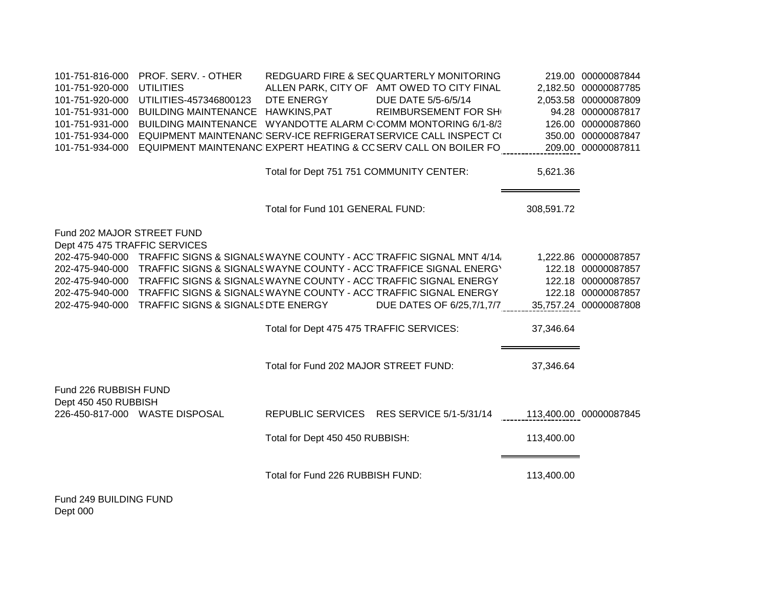| | | | | | |
|---|---|---|---|---|---|
| 101-751-816-000 | PROF. SERV. - OTHER | REDGUARD FIRE & SEC | QUARTERLY MONITORING | 219.00 | 00000087844 |
| 101-751-920-000 | UTILITIES | ALLEN PARK, CITY OF | AMT OWED TO CITY FINAL | 2,182.50 | 00000087785 |
| 101-751-920-000 | UTILITIES-457346800123 | DTE ENERGY | DUE DATE 5/5-6/5/14 | 2,053.58 | 00000087809 |
| 101-751-931-000 | BUILDING MAINTENANCE | HAWKINS,PAT | REIMBURSEMENT FOR SH | 94.28 | 00000087817 |
| 101-751-931-000 | BUILDING MAINTENANCE | WYANDOTTE ALARM C | COMM MONTORING 6/1-8/3 | 126.00 | 00000087860 |
| 101-751-934-000 | EQUIPMENT MAINTENANC | SERV-ICE REFRIGERAT | SERVICE CALL INSPECT C | 350.00 | 00000087847 |
| 101-751-934-000 | EQUIPMENT MAINTENANC | EXPERT HEATING & CC | SERV CALL ON BOILER FO | 209.00 | 00000087811 |
| | | Total for Dept 751 751 COMMUNITY CENTER: | | 5,621.36 | |
| | | Total for Fund 101 GENERAL FUND: | | 308,591.72 | |

Fund 202 MAJOR STREET FUND
Dept 475 475 TRAFFIC SERVICES

| | | | | | |
|---|---|---|---|---|---|
| 202-475-940-000 | TRAFFIC SIGNS & SIGNALS | WAYNE COUNTY - ACC | TRAFFIC SIGNAL MNT 4/14 | 1,222.86 | 00000087857 |
| 202-475-940-000 | TRAFFIC SIGNS & SIGNALS | WAYNE COUNTY - ACC | TRAFFICE SIGNAL ENERG | 122.18 | 00000087857 |
| 202-475-940-000 | TRAFFIC SIGNS & SIGNALS | WAYNE COUNTY - ACC | TRAFFIC SIGNAL ENERGY | 122.18 | 00000087857 |
| 202-475-940-000 | TRAFFIC SIGNS & SIGNALS | WAYNE COUNTY - ACC | TRAFFIC SIGNAL ENERGY | 122.18 | 00000087857 |
| 202-475-940-000 | TRAFFIC SIGNS & SIGNALS | DTE ENERGY | DUE DATES OF 6/25,7/1,7/7 | 35,757.24 | 00000087808 |
| | | Total for Dept 475 475 TRAFFIC SERVICES: | | 37,346.64 | |
| | | Total for Fund 202 MAJOR STREET FUND: | | 37,346.64 | |

Fund 226 RUBBISH FUND
Dept 450 450 RUBBISH

| | | | | | |
|---|---|---|---|---|---|
| 226-450-817-000 | WASTE DISPOSAL | REPUBLIC SERVICES | RES SERVICE 5/1-5/31/14 | 113,400.00 | 00000087845 |
| | | Total for Dept 450 450 RUBBISH: | | 113,400.00 | |
| | | Total for Fund 226 RUBBISH FUND: | | 113,400.00 | |

Fund 249 BUILDING FUND
Dept 000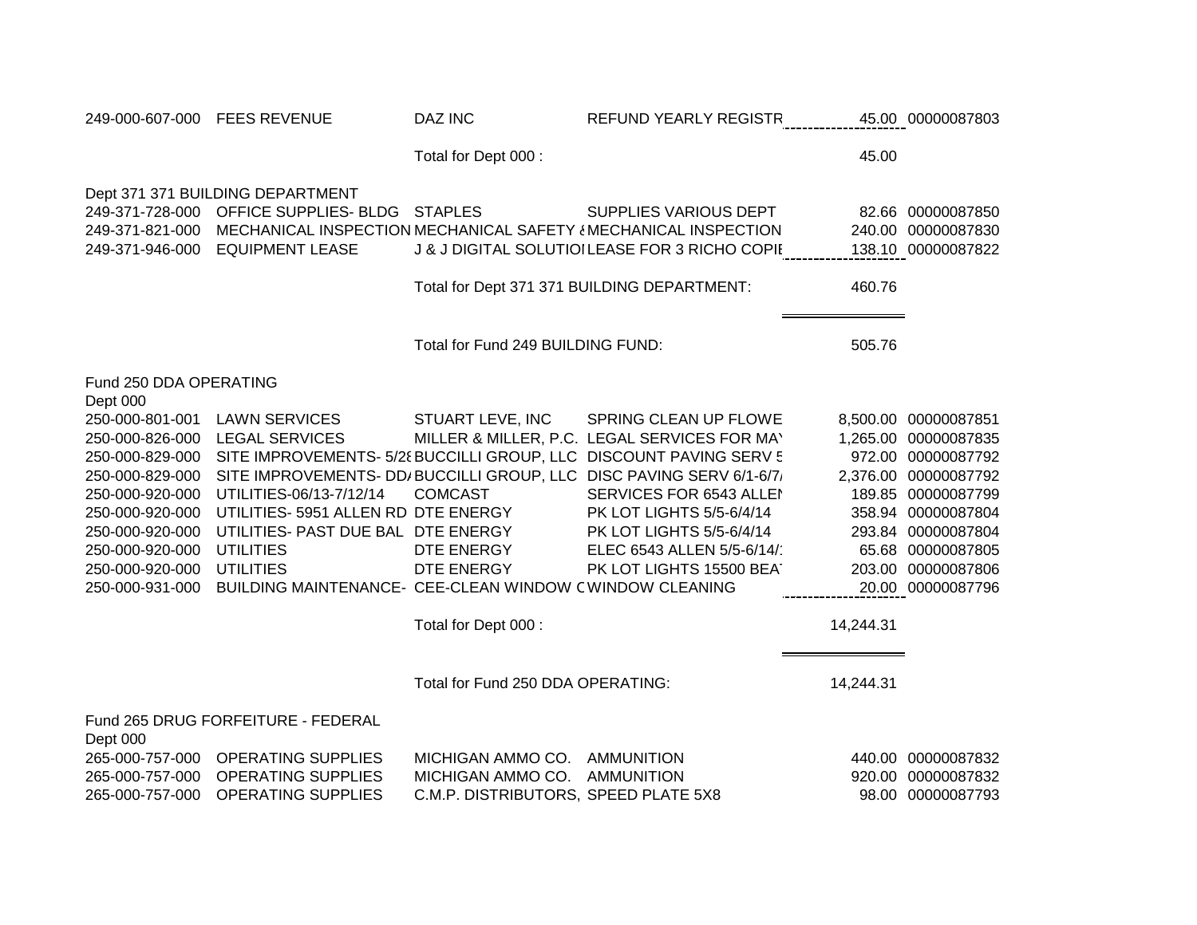| Account | Description | Vendor | Invoice Description | Amount | Check # |
|---|---|---|---|---|---|
| 249-000-607-000 | FEES REVENUE | DAZ INC | REFUND YEARLY REGISTR | 45.00 | 00000087803 |
| | | Total for Dept 000 : | | 45.00 | |
| Dept 371 371 BUILDING DEPARTMENT | | | | | |
| 249-371-728-000 | OFFICE SUPPLIES- BLDG | STAPLES | SUPPLIES VARIOUS DEPT | 82.66 | 00000087850 |
| 249-371-821-000 | MECHANICAL INSPECTION | MECHANICAL SAFETY & | MECHANICAL INSPECTION | 240.00 | 00000087830 |
| 249-371-946-000 | EQUIPMENT LEASE | J & J DIGITAL SOLUTIOI | LEASE FOR 3 RICHO COPIE | 138.10 | 00000087822 |
| | | Total for Dept 371 371 BUILDING DEPARTMENT: | | 460.76 | |
| | | Total for Fund 249 BUILDING FUND: | | 505.76 | |
| Fund 250 DDA OPERATING | | | | | |
| Dept 000 | | | | | |
| 250-000-801-001 | LAWN SERVICES | STUART LEVE, INC | SPRING CLEAN UP FLOWE | 8,500.00 | 00000087851 |
| 250-000-826-000 | LEGAL SERVICES | MILLER & MILLER, P.C. | LEGAL SERVICES FOR MAY | 1,265.00 | 00000087835 |
| 250-000-829-000 | SITE IMPROVEMENTS- 5/28 | BUCCILLI GROUP, LLC | DISCOUNT PAVING SERV 5 | 972.00 | 00000087792 |
| 250-000-829-000 | SITE IMPROVEMENTS- DDA | BUCCILLI GROUP, LLC | DISC PAVING SERV 6/1-6/7/ | 2,376.00 | 00000087792 |
| 250-000-920-000 | UTILITIES-06/13-7/12/14 | COMCAST | SERVICES FOR 6543 ALLEN | 189.85 | 00000087799 |
| 250-000-920-000 | UTILITIES- 5951 ALLEN RD | DTE ENERGY | PK LOT LIGHTS 5/5-6/4/14 | 358.94 | 00000087804 |
| 250-000-920-000 | UTILITIES- PAST DUE BAL | DTE ENERGY | PK LOT LIGHTS 5/5-6/4/14 | 293.84 | 00000087804 |
| 250-000-920-000 | UTILITIES | DTE ENERGY | ELEC 6543 ALLEN 5/5-6/14/ | 65.68 | 00000087805 |
| 250-000-920-000 | UTILITIES | DTE ENERGY | PK LOT LIGHTS 15500 BEAT | 203.00 | 00000087806 |
| 250-000-931-000 | BUILDING MAINTENANCE- | CEE-CLEAN WINDOW C | WINDOW CLEANING | 20.00 | 00000087796 |
| | | Total for Dept 000 : | | 14,244.31 | |
| | | Total for Fund 250 DDA OPERATING: | | 14,244.31 | |
| Fund 265 DRUG FORFEITURE - FEDERAL | | | | | |
| Dept 000 | | | | | |
| 265-000-757-000 | OPERATING SUPPLIES | MICHIGAN AMMO CO. | AMMUNITION | 440.00 | 00000087832 |
| 265-000-757-000 | OPERATING SUPPLIES | MICHIGAN AMMO CO. | AMMUNITION | 920.00 | 00000087832 |
| 265-000-757-000 | OPERATING SUPPLIES | C.M.P. DISTRIBUTORS, | SPEED PLATE 5X8 | 98.00 | 00000087793 |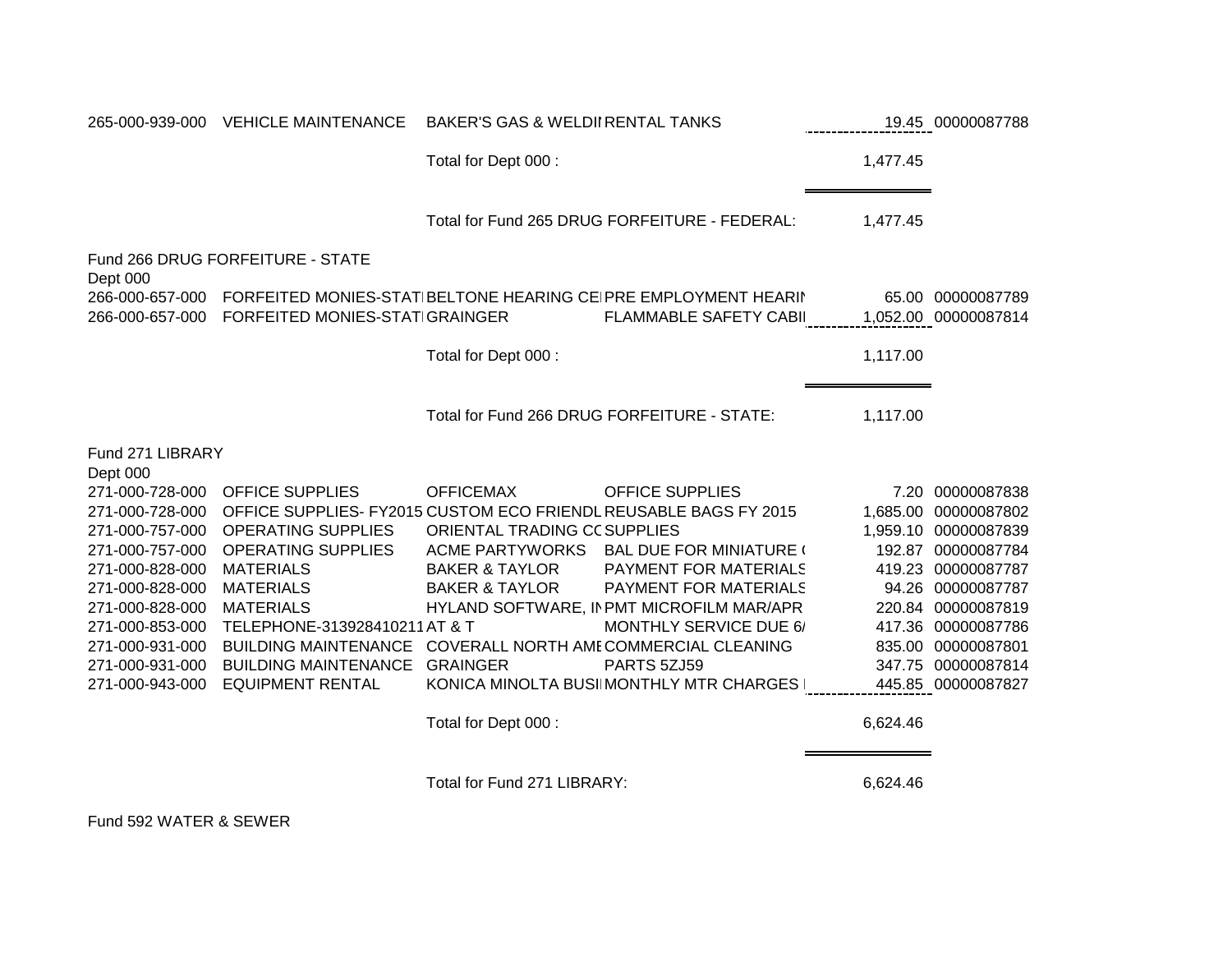| Account | Account Description | Vendor | Description | Amount | Check # |
|---|---|---|---|---|---|
| 265-000-939-000 | VEHICLE MAINTENANCE | BAKER'S GAS & WELDII | RENTAL TANKS | 19.45 | 00000087788 |
| | | Total for Dept 000 : | | 1,477.45 | |
| | | Total for Fund 265 DRUG FORFEITURE - FEDERAL: | | 1,477.45 | |

Fund 266 DRUG FORFEITURE - STATE

Dept 000

| Account | Account Description | Vendor | Description | Amount | Check # |
|---|---|---|---|---|---|
| 266-000-657-000 | FORFEITED MONIES-STATI | BELTONE HEARING CEI | PRE EMPLOYMENT HEARIN | 65.00 | 00000087789 |
| 266-000-657-000 | FORFEITED MONIES-STATI | GRAINGER | FLAMMABLE SAFETY CABII | 1,052.00 | 00000087814 |
| | | Total for Dept 000 : | | 1,117.00 | |
| | | Total for Fund 266 DRUG FORFEITURE - STATE: | | 1,117.00 | |

Fund 271 LIBRARY

Dept 000

| Account | Account Description | Vendor | Description | Amount | Check # |
|---|---|---|---|---|---|
| 271-000-728-000 | OFFICE SUPPLIES | OFFICEMAX | OFFICE SUPPLIES | 7.20 | 00000087838 |
| 271-000-728-000 | OFFICE SUPPLIES- FY2015 | CUSTOM ECO FRIENDL | REUSABLE BAGS FY 2015 | 1,685.00 | 00000087802 |
| 271-000-757-000 | OPERATING SUPPLIES | ORIENTAL TRADING CC | SUPPLIES | 1,959.10 | 00000087839 |
| 271-000-757-000 | OPERATING SUPPLIES | ACME PARTYWORKS | BAL DUE FOR MINIATURE ( | 192.87 | 00000087784 |
| 271-000-828-000 | MATERIALS | BAKER & TAYLOR | PAYMENT FOR MATERIALS | 419.23 | 00000087787 |
| 271-000-828-000 | MATERIALS | BAKER & TAYLOR | PAYMENT FOR MATERIALS | 94.26 | 00000087787 |
| 271-000-828-000 | MATERIALS | HYLAND SOFTWARE, IN | PMT MICROFILM MAR/APR | 220.84 | 00000087819 |
| 271-000-853-000 | TELEPHONE-313928410211 | AT & T | MONTHLY SERVICE DUE 6/ | 417.36 | 00000087786 |
| 271-000-931-000 | BUILDING MAINTENANCE | COVERALL NORTH AME | COMMERCIAL CLEANING | 835.00 | 00000087801 |
| 271-000-931-000 | BUILDING MAINTENANCE | GRAINGER | PARTS 5ZJ59 | 347.75 | 00000087814 |
| 271-000-943-000 | EQUIPMENT RENTAL | KONICA MINOLTA BUSI | MONTHLY MTR CHARGES I | 445.85 | 00000087827 |
| | | Total for Dept 000 : | | 6,624.46 | |
| | | Total for Fund 271 LIBRARY: | | 6,624.46 | |

Fund 592 WATER & SEWER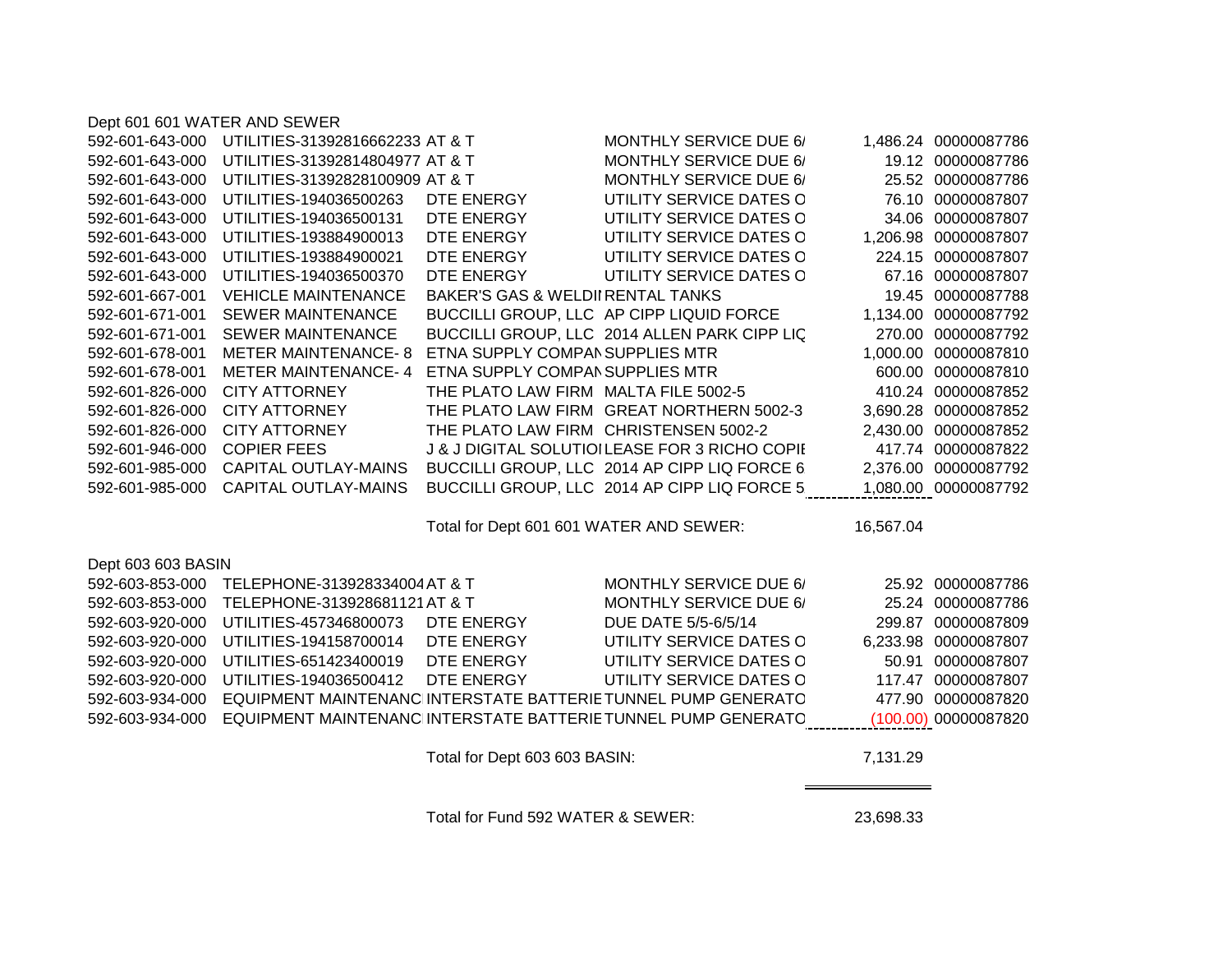Dept 601 601 WATER AND SEWER

| Account | Description | Vendor | Invoice Description | Amount | Check |
|---|---|---|---|---|---|
| 592-601-643-000 | UTILITIES-31392816662233 | AT & T | MONTHLY SERVICE DUE 6/ | 1,486.24 | 00000087786 |
| 592-601-643-000 | UTILITIES-31392814804977 | AT & T | MONTHLY SERVICE DUE 6/ | 19.12 | 00000087786 |
| 592-601-643-000 | UTILITIES-31392828100909 | AT & T | MONTHLY SERVICE DUE 6/ | 25.52 | 00000087786 |
| 592-601-643-000 | UTILITIES-194036500263 | DTE ENERGY | UTILITY SERVICE DATES O | 76.10 | 00000087807 |
| 592-601-643-000 | UTILITIES-194036500131 | DTE ENERGY | UTILITY SERVICE DATES O | 34.06 | 00000087807 |
| 592-601-643-000 | UTILITIES-193884900013 | DTE ENERGY | UTILITY SERVICE DATES O | 1,206.98 | 00000087807 |
| 592-601-643-000 | UTILITIES-193884900021 | DTE ENERGY | UTILITY SERVICE DATES O | 224.15 | 00000087807 |
| 592-601-643-000 | UTILITIES-194036500370 | DTE ENERGY | UTILITY SERVICE DATES O | 67.16 | 00000087807 |
| 592-601-667-001 | VEHICLE MAINTENANCE | BAKER'S GAS & WELDI | RENTAL TANKS | 19.45 | 00000087788 |
| 592-601-671-001 | SEWER MAINTENANCE | BUCCILLI GROUP, LLC | AP CIPP LIQUID FORCE | 1,134.00 | 00000087792 |
| 592-601-671-001 | SEWER MAINTENANCE | BUCCILLI GROUP, LLC | 2014 ALLEN PARK CIPP LIQ | 270.00 | 00000087792 |
| 592-601-678-001 | METER MAINTENANCE- 8 | ETNA SUPPLY COMPAN | SUPPLIES MTR | 1,000.00 | 00000087810 |
| 592-601-678-001 | METER MAINTENANCE- 4 | ETNA SUPPLY COMPAN | SUPPLIES MTR | 600.00 | 00000087810 |
| 592-601-826-000 | CITY ATTORNEY | THE PLATO LAW FIRM | MALTA FILE 5002-5 | 410.24 | 00000087852 |
| 592-601-826-000 | CITY ATTORNEY | THE PLATO LAW FIRM | GREAT NORTHERN 5002-3 | 3,690.28 | 00000087852 |
| 592-601-826-000 | CITY ATTORNEY | THE PLATO LAW FIRM | CHRISTENSEN 5002-2 | 2,430.00 | 00000087852 |
| 592-601-946-000 | COPIER FEES | J & J DIGITAL SOLUTIO | LEASE FOR 3 RICHO COPIE | 417.74 | 00000087822 |
| 592-601-985-000 | CAPITAL OUTLAY-MAINS | BUCCILLI GROUP, LLC | 2014 AP CIPP LIQ FORCE 6 | 2,376.00 | 00000087792 |
| 592-601-985-000 | CAPITAL OUTLAY-MAINS | BUCCILLI GROUP, LLC | 2014 AP CIPP LIQ FORCE 5 | 1,080.00 | 00000087792 |

Total for Dept 601 601 WATER AND SEWER: 16,567.04

Dept 603 603 BASIN

| Account | Description | Vendor | Invoice Description | Amount | Check |
|---|---|---|---|---|---|
| 592-603-853-000 | TELEPHONE-313928334004 | AT & T | MONTHLY SERVICE DUE 6/ | 25.92 | 00000087786 |
| 592-603-853-000 | TELEPHONE-313928681121 | AT & T | MONTHLY SERVICE DUE 6/ | 25.24 | 00000087786 |
| 592-603-920-000 | UTILITIES-457346800073 | DTE ENERGY | DUE DATE 5/5-6/5/14 | 299.87 | 00000087809 |
| 592-603-920-000 | UTILITIES-194158700014 | DTE ENERGY | UTILITY SERVICE DATES O | 6,233.98 | 00000087807 |
| 592-603-920-000 | UTILITIES-651423400019 | DTE ENERGY | UTILITY SERVICE DATES O | 50.91 | 00000087807 |
| 592-603-920-000 | UTILITIES-194036500412 | DTE ENERGY | UTILITY SERVICE DATES O | 117.47 | 00000087807 |
| 592-603-934-000 | EQUIPMENT MAINTENANC | INTERSTATE BATTERIE | TUNNEL PUMP GENERATO | 477.90 | 00000087820 |
| 592-603-934-000 | EQUIPMENT MAINTENANC | INTERSTATE BATTERIE | TUNNEL PUMP GENERATO | (100.00) | 00000087820 |

Total for Dept 603 603 BASIN: 7,131.29

Total for Fund 592 WATER & SEWER: 23,698.33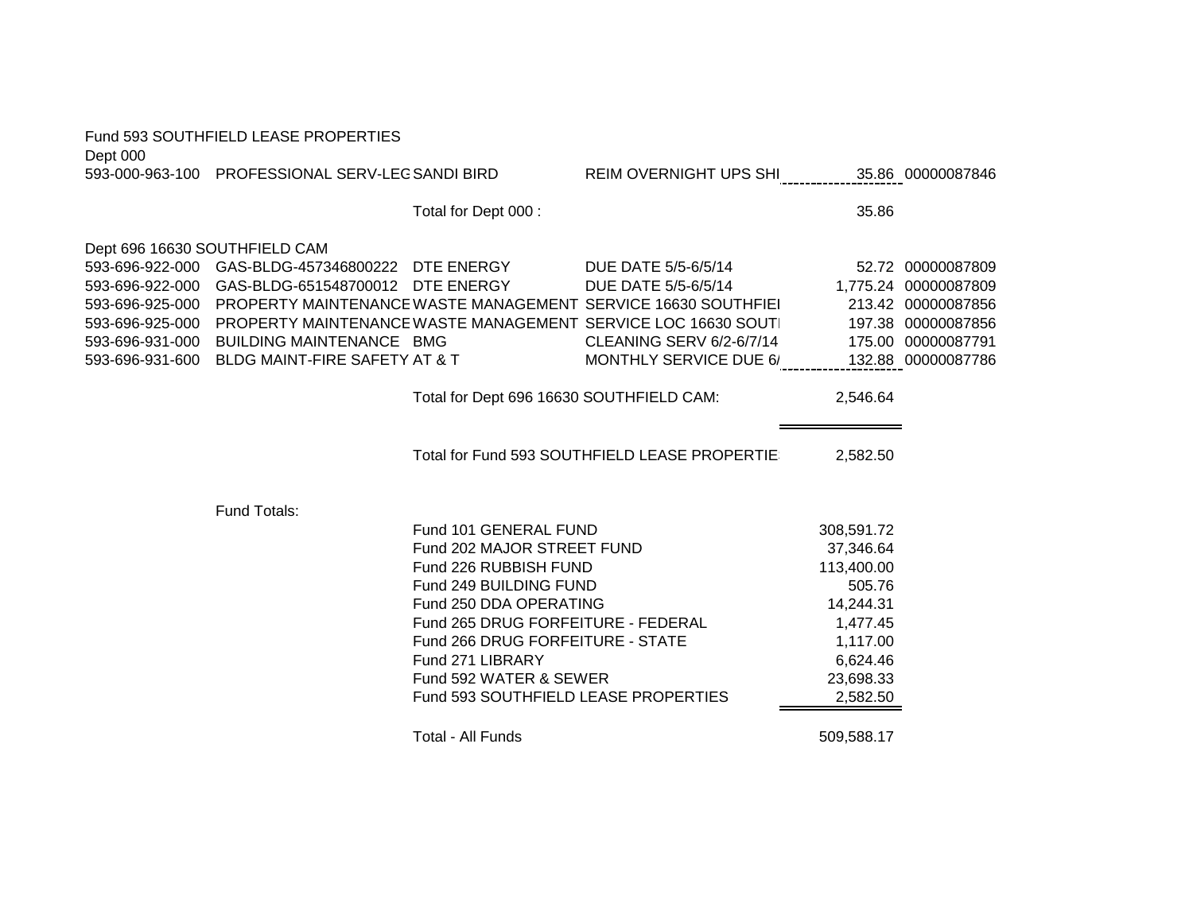Fund 593 SOUTHFIELD LEASE PROPERTIES

Dept 000

| | | | | | |
|---|---|---|---|---|---|
| 593-000-963-100 | PROFESSIONAL SERV-LEG | SANDI BIRD | REIM OVERNIGHT UPS SHI | 35.86 | 00000087846 |
| | | Total for Dept 000 : | | 35.86 | |

Dept 696 16630 SOUTHFIELD CAM

| | | | | | |
|---|---|---|---|---|---|
| 593-696-922-000 | GAS-BLDG-457346800222 | DTE ENERGY | DUE DATE 5/5-6/5/14 | 52.72 | 00000087809 |
| 593-696-922-000 | GAS-BLDG-651548700012 | DTE ENERGY | DUE DATE 5/5-6/5/14 | 1,775.24 | 00000087809 |
| 593-696-925-000 | PROPERTY MAINTENANCE | WASTE MANAGEMENT | SERVICE 16630 SOUTHFIEI | 213.42 | 00000087856 |
| 593-696-925-000 | PROPERTY MAINTENANCE | WASTE MANAGEMENT | SERVICE LOC 16630 SOUTI | 197.38 | 00000087856 |
| 593-696-931-000 | BUILDING MAINTENANCE | BMG | CLEANING SERV 6/2-6/7/14 | 175.00 | 00000087791 |
| 593-696-931-600 | BLDG MAINT-FIRE SAFETY | AT & T | MONTHLY SERVICE DUE 6/ | 132.88 | 00000087786 |
| | | Total for Dept 696 16630 SOUTHFIELD CAM: | | 2,546.64 | |

Total for Fund 593 SOUTHFIELD LEASE PROPERTIES 2,582.50

Fund Totals:

| | |
|---|---|
| Fund 101 GENERAL FUND | 308,591.72 |
| Fund 202 MAJOR STREET FUND | 37,346.64 |
| Fund 226 RUBBISH FUND | 113,400.00 |
| Fund 249 BUILDING FUND | 505.76 |
| Fund 250 DDA OPERATING | 14,244.31 |
| Fund 265 DRUG FORFEITURE - FEDERAL | 1,477.45 |
| Fund 266 DRUG FORFEITURE - STATE | 1,117.00 |
| Fund 271 LIBRARY | 6,624.46 |
| Fund 592 WATER & SEWER | 23,698.33 |
| Fund 593 SOUTHFIELD LEASE PROPERTIES | 2,582.50 |
| Total - All Funds | 509,588.17 |